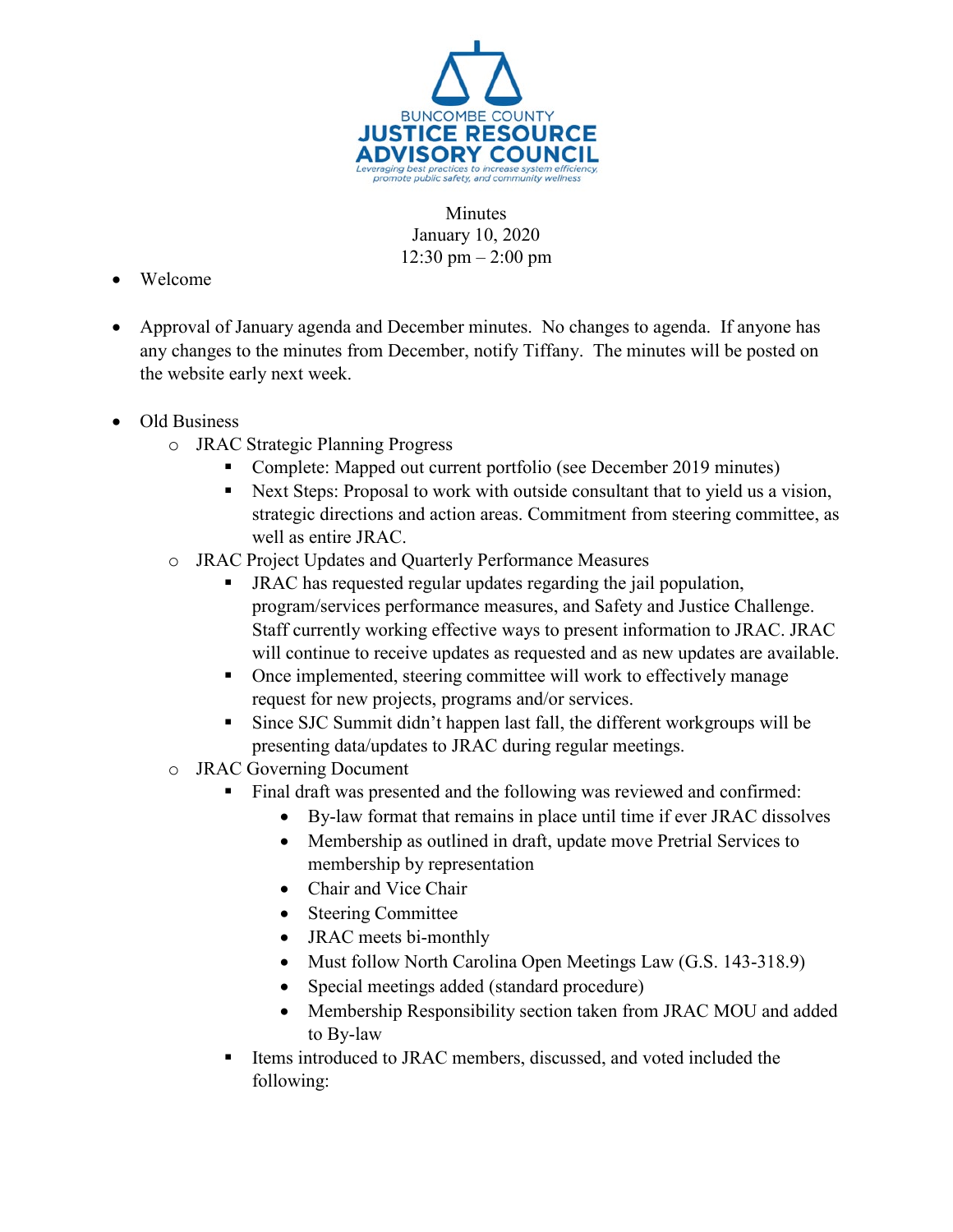BUNCOMBE COUNTY
**JUSTICE RESOURCE ADVISORY COUNCIL**
*Leveraging best practices to increase system efficiency, promote public safety, and community wellness*

Minutes
January 10, 2020
12:30 pm – 2:00 pm

- Welcome

- Approval of January agenda and December minutes. No changes to agenda. If anyone has any changes to the minutes from December, notify Tiffany. The minutes will be posted on the website early next week.

- Old Business
  - JRAC Strategic Planning Progress
    - Complete: Mapped out current portfolio (see December 2019 minutes)
    - Next Steps: Proposal to work with outside consultant that to yield us a vision, strategic directions and action areas. Commitment from steering committee, as well as entire JRAC.
  - JRAC Project Updates and Quarterly Performance Measures
    - JRAC has requested regular updates regarding the jail population, program/services performance measures, and Safety and Justice Challenge. Staff currently working effective ways to present information to JRAC. JRAC will continue to receive updates as requested and as new updates are available.
    - Once implemented, steering committee will work to effectively manage request for new projects, programs and/or services.
    - Since SJC Summit didn't happen last fall, the different workgroups will be presenting data/updates to JRAC during regular meetings.
  - JRAC Governing Document
    - Final draft was presented and the following was reviewed and confirmed:
      - By-law format that remains in place until time if ever JRAC dissolves
      - Membership as outlined in draft, update move Pretrial Services to membership by representation
      - Chair and Vice Chair
      - Steering Committee
      - JRAC meets bi-monthly
      - Must follow North Carolina Open Meetings Law (G.S. 143-318.9)
      - Special meetings added (standard procedure)
      - Membership Responsibility section taken from JRAC MOU and added to By-law
    - Items introduced to JRAC members, discussed, and voted included the following: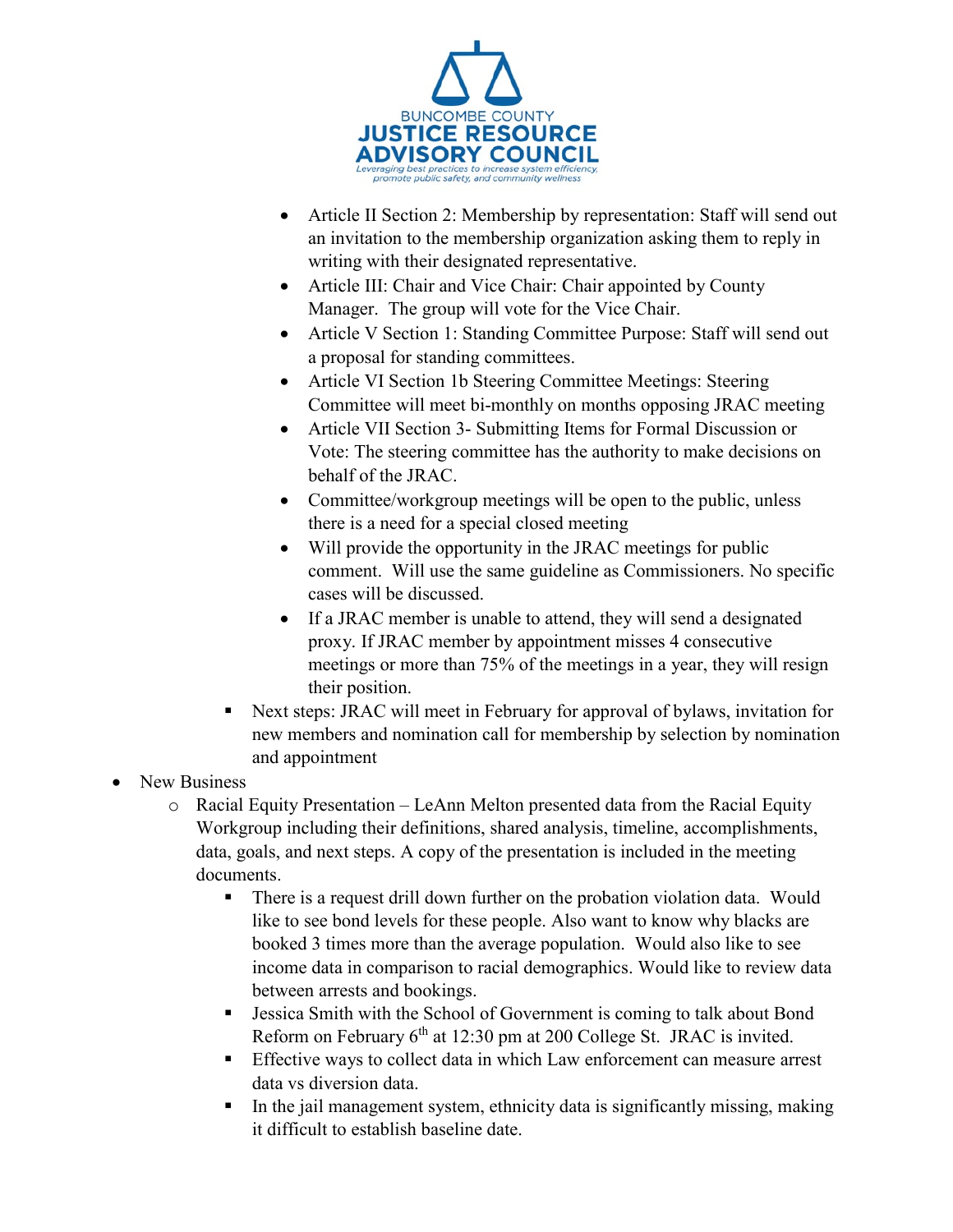- Article II Section 2: Membership by representation: Staff will send out an invitation to the membership organization asking them to reply in writing with their designated representative.
- Article III: Chair and Vice Chair: Chair appointed by County Manager. The group will vote for the Vice Chair.
- Article V Section 1: Standing Committee Purpose: Staff will send out a proposal for standing committees.
- Article VI Section 1b Steering Committee Meetings: Steering Committee will meet bi-monthly on months opposing JRAC meeting
- Article VII Section 3- Submitting Items for Formal Discussion or Vote: The steering committee has the authority to make decisions on behalf of the JRAC.
- Committee/workgroup meetings will be open to the public, unless there is a need for a special closed meeting
- Will provide the opportunity in the JRAC meetings for public comment. Will use the same guideline as Commissioners. No specific cases will be discussed.
- If a JRAC member is unable to attend, they will send a designated proxy. If JRAC member by appointment misses 4 consecutive meetings or more than 75% of the meetings in a year, they will resign their position.

  - Next steps: JRAC will meet in February for approval of bylaws, invitation for new members and nomination call for membership by selection by nomination and appointment

- New Business
  - Racial Equity Presentation – LeAnn Melton presented data from the Racial Equity Workgroup including their definitions, shared analysis, timeline, accomplishments, data, goals, and next steps. A copy of the presentation is included in the meeting documents.
    - There is a request drill down further on the probation violation data. Would like to see bond levels for these people. Also want to know why blacks are booked 3 times more than the average population. Would also like to see income data in comparison to racial demographics. Would like to review data between arrests and bookings.
    - Jessica Smith with the School of Government is coming to talk about Bond Reform on February 6th at 12:30 pm at 200 College St. JRAC is invited.
    - Effective ways to collect data in which Law enforcement can measure arrest data vs diversion data.
    - In the jail management system, ethnicity data is significantly missing, making it difficult to establish baseline date.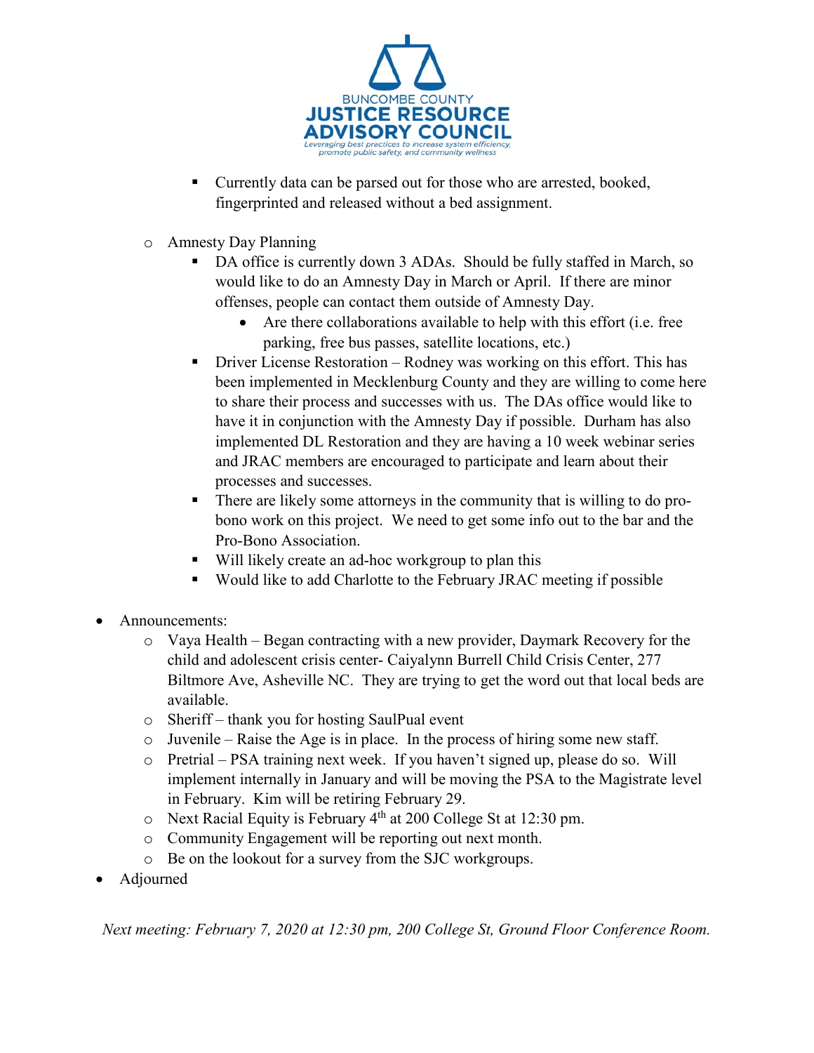- Currently data can be parsed out for those who are arrested, booked, fingerprinted and released without a bed assignment.
  - Amnesty Day Planning
    - DA office is currently down 3 ADAs. Should be fully staffed in March, so would like to do an Amnesty Day in March or April. If there are minor offenses, people can contact them outside of Amnesty Day.
      - Are there collaborations available to help with this effort (i.e. free parking, free bus passes, satellite locations, etc.)
    - Driver License Restoration – Rodney was working on this effort. This has been implemented in Mecklenburg County and they are willing to come here to share their process and successes with us. The DAs office would like to have it in conjunction with the Amnesty Day if possible. Durham has also implemented DL Restoration and they are having a 10 week webinar series and JRAC members are encouraged to participate and learn about their processes and successes.
    - There are likely some attorneys in the community that is willing to do pro-bono work on this project. We need to get some info out to the bar and the Pro-Bono Association.
    - Will likely create an ad-hoc workgroup to plan this
    - Would like to add Charlotte to the February JRAC meeting if possible

- Announcements:
  - Vaya Health – Began contracting with a new provider, Daymark Recovery for the child and adolescent crisis center- Caiyalynn Burrell Child Crisis Center, 277 Biltmore Ave, Asheville NC. They are trying to get the word out that local beds are available.
  - Sheriff – thank you for hosting SaulPual event
  - Juvenile – Raise the Age is in place. In the process of hiring some new staff.
  - Pretrial – PSA training next week. If you haven't signed up, please do so. Will implement internally in January and will be moving the PSA to the Magistrate level in February. Kim will be retiring February 29.
  - Next Racial Equity is February 4th at 200 College St at 12:30 pm.
  - Community Engagement will be reporting out next month.
  - Be on the lookout for a survey from the SJC workgroups.
- Adjourned

*Next meeting: February 7, 2020 at 12:30 pm, 200 College St, Ground Floor Conference Room.*